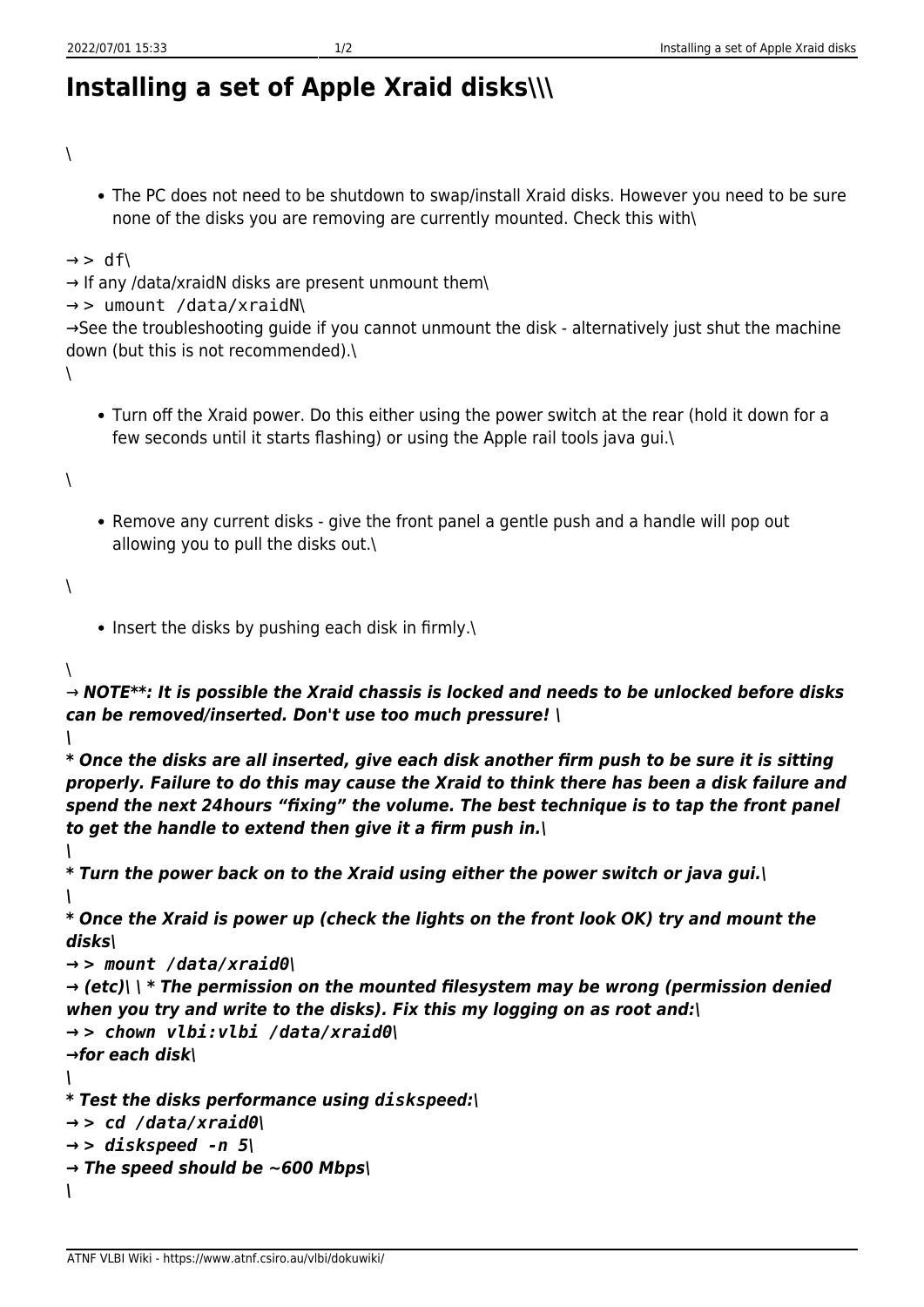# Installing a set of Apple Xraid disks\\\

\

- The PC does not need to be shutdown to swap/install Xraid disks. However you need to be sure none of the disks you are removing are currently mounted. Check this with\

→ `> df\`
→ If any /data/xraidN disks are present unmount them\
→ `> umount /data/xraidN\`
→See the troubleshooting guide if you cannot unmount the disk - alternatively just shut the machine down (but this is not recommended).\
\

- Turn off the Xraid power. Do this either using the power switch at the rear (hold it down for a few seconds until it starts flashing) or using the Apple rail tools java gui.\

\

- Remove any current disks - give the front panel a gentle push and a handle will pop out allowing you to pull the disks out.\

\

- Insert the disks by pushing each disk in firmly.\

*\*
***→ NOTE**: It is possible the Xraid chassis is locked and needs to be unlocked before disks can be removed/inserted. Don't use too much pressure! \***
***\***
***\* Once the disks are all inserted, give each disk another firm push to be sure it is sitting properly. Failure to do this may cause the Xraid to think there has been a disk failure and spend the next 24hours "fixing" the volume. The best technique is to tap the front panel to get the handle to extend then give it a firm push in.\***
***\***
***\* Turn the power back on to the Xraid using either the power switch or java gui.\***
***\***
***\* Once the Xraid is power up (check the lights on the front look OK) try and mount the disks\***
***→ `> mount /data/xraid0\`***
***→ (etc)\ \ \* The permission on the mounted filesystem may be wrong (permission denied when you try and write to the disks). Fix this my logging on as root and:\***
***→ `> chown vlbi:vlbi /data/xraid0\`***
***→for each disk\***
***\***
***\* Test the disks performance using `diskspeed`:\***
***→ `> cd /data/xraid0\`***
***→ `> diskspeed -n 5\`***
***→ The speed should be ~600 Mbps\***
***\***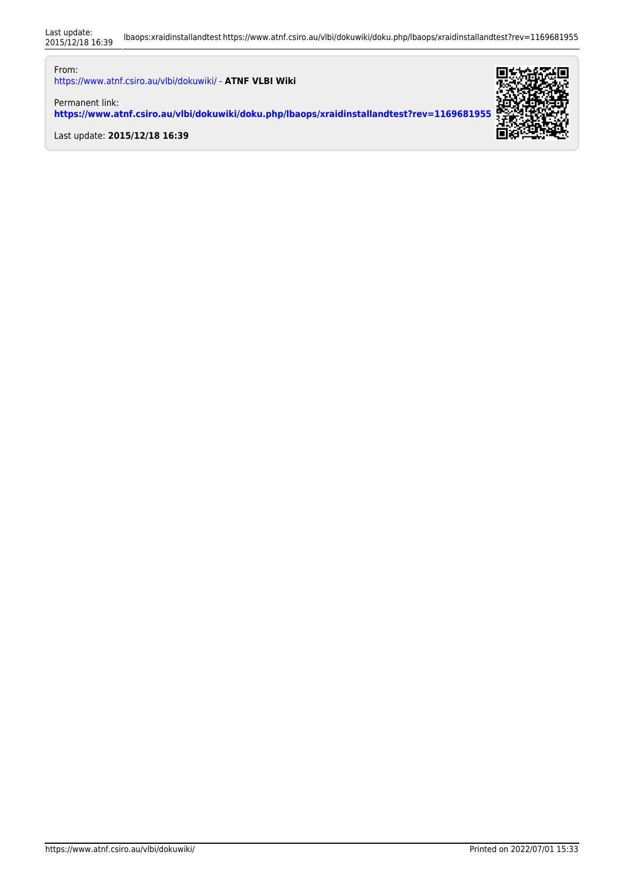From:
https://www.atnf.csiro.au/vlbi/dokuwiki/ - **ATNF VLBI Wiki**

Permanent link:
**https://www.atnf.csiro.au/vlbi/dokuwiki/doku.php/lbaops/xraidinstallandtest?rev=1169681955**

Last update: **2015/12/18 16:39**